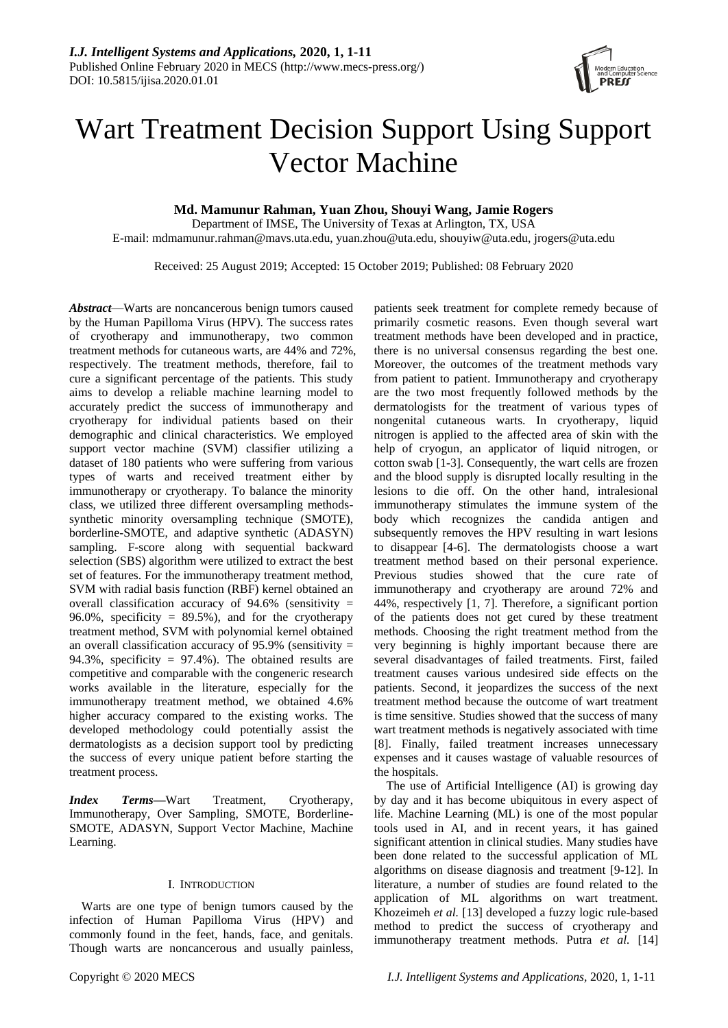# Wart Treatment Decision Support Using Support Vector Machine

**Md. Mamunur Rahman, Yuan Zhou, Shouyi Wang, Jamie Rogers**

Department of IMSE, The University of Texas at Arlington, TX, USA

E-mail: mdmamunur.rahman@mavs.uta.edu, yuan.zhou@uta.edu, shouyiw@uta.edu, jrogers@uta.edu

Received: 25 August 2019; Accepted: 15 October 2019; Published: 08 February 2020

***Abstract***—Warts are noncancerous benign tumors caused by the Human Papilloma Virus (HPV). The success rates of cryotherapy and immunotherapy, two common treatment methods for cutaneous warts, are 44% and 72%, respectively. The treatment methods, therefore, fail to cure a significant percentage of the patients. This study aims to develop a reliable machine learning model to accurately predict the success of immunotherapy and cryotherapy for individual patients based on their demographic and clinical characteristics. We employed support vector machine (SVM) classifier utilizing a dataset of 180 patients who were suffering from various types of warts and received treatment either by immunotherapy or cryotherapy. To balance the minority class, we utilized three different oversampling methods- synthetic minority oversampling technique (SMOTE), borderline-SMOTE, and adaptive synthetic (ADASYN) sampling. F-score along with sequential backward selection (SBS) algorithm were utilized to extract the best set of features. For the immunotherapy treatment method, SVM with radial basis function (RBF) kernel obtained an overall classification accuracy of 94.6% (sensitivity = 96.0%, specificity = 89.5%), and for the cryotherapy treatment method, SVM with polynomial kernel obtained an overall classification accuracy of 95.9% (sensitivity = 94.3%, specificity = 97.4%). The obtained results are competitive and comparable with the congeneric research works available in the literature, especially for the immunotherapy treatment method, we obtained 4.6% higher accuracy compared to the existing works. The developed methodology could potentially assist the dermatologists as a decision support tool by predicting the success of every unique patient before starting the treatment process.

***Index Terms***—Wart Treatment, Cryotherapy, Immunotherapy, Over Sampling, SMOTE, Borderline-SMOTE, ADASYN, Support Vector Machine, Machine Learning.

## I. Introduction

Warts are one type of benign tumors caused by the infection of Human Papilloma Virus (HPV) and commonly found in the feet, hands, face, and genitals. Though warts are noncancerous and usually painless, patients seek treatment for complete remedy because of primarily cosmetic reasons. Even though several wart treatment methods have been developed and in practice, there is no universal consensus regarding the best one. Moreover, the outcomes of the treatment methods vary from patient to patient. Immunotherapy and cryotherapy are the two most frequently followed methods by the dermatologists for the treatment of various types of nongenital cutaneous warts. In cryotherapy, liquid nitrogen is applied to the affected area of skin with the help of cryogun, an applicator of liquid nitrogen, or cotton swab [1-3]. Consequently, the wart cells are frozen and the blood supply is disrupted locally resulting in the lesions to die off. On the other hand, intralesional immunotherapy stimulates the immune system of the body which recognizes the candida antigen and subsequently removes the HPV resulting in wart lesions to disappear [4-6]. The dermatologists choose a wart treatment method based on their personal experience. Previous studies showed that the cure rate of immunotherapy and cryotherapy are around 72% and 44%, respectively [1, 7]. Therefore, a significant portion of the patients does not get cured by these treatment methods. Choosing the right treatment method from the very beginning is highly important because there are several disadvantages of failed treatments. First, failed treatment causes various undesired side effects on the patients. Second, it jeopardizes the success of the next treatment method because the outcome of wart treatment is time sensitive. Studies showed that the success of many wart treatment methods is negatively associated with time [8]. Finally, failed treatment increases unnecessary expenses and it causes wastage of valuable resources of the hospitals.

The use of Artificial Intelligence (AI) is growing day by day and it has become ubiquitous in every aspect of life. Machine Learning (ML) is one of the most popular tools used in AI, and in recent years, it has gained significant attention in clinical studies. Many studies have been done related to the successful application of ML algorithms on disease diagnosis and treatment [9-12]. In literature, a number of studies are found related to the application of ML algorithms on wart treatment. Khozeimeh *et al.* [13] developed a fuzzy logic rule-based method to predict the success of cryotherapy and immunotherapy treatment methods. Putra *et al.* [14]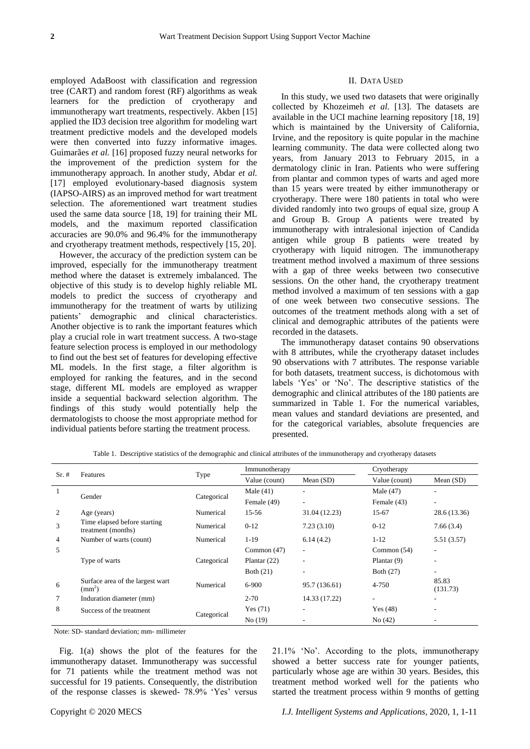employed AdaBoost with classification and regression tree (CART) and random forest (RF) algorithms as weak learners for the prediction of cryotherapy and immunotherapy wart treatments, respectively. Akben [15] applied the ID3 decision tree algorithm for modeling wart treatment predictive models and the developed models were then converted into fuzzy informative images. Guimarães *et al.* [16] proposed fuzzy neural networks for the improvement of the prediction system for the immunotherapy approach. In another study, Abdar *et al.* [17] employed evolutionary-based diagnosis system (IAPSO-AIRS) as an improved method for wart treatment selection. The aforementioned wart treatment studies used the same data source [18, 19] for training their ML models, and the maximum reported classification accuracies are 90.0% and 96.4% for the immunotherapy and cryotherapy treatment methods, respectively [15, 20].

However, the accuracy of the prediction system can be improved, especially for the immunotherapy treatment method where the dataset is extremely imbalanced. The objective of this study is to develop highly reliable ML models to predict the success of cryotherapy and immunotherapy for the treatment of warts by utilizing patients' demographic and clinical characteristics. Another objective is to rank the important features which play a crucial role in wart treatment success. A two-stage feature selection process is employed in our methodology to find out the best set of features for developing effective ML models. In the first stage, a filter algorithm is employed for ranking the features, and in the second stage, different ML models are employed as wrapper inside a sequential backward selection algorithm. The findings of this study would potentially help the dermatologists to choose the most appropriate method for individual patients before starting the treatment process.

## II. Data Used

In this study, we used two datasets that were originally collected by Khozeimeh *et al.* [13]. The datasets are available in the UCI machine learning repository [18, 19] which is maintained by the University of California, Irvine, and the repository is quite popular in the machine learning community. The data were collected along two years, from January 2013 to February 2015, in a dermatology clinic in Iran. Patients who were suffering from plantar and common types of warts and aged more than 15 years were treated by either immunotherapy or cryotherapy. There were 180 patients in total who were divided randomly into two groups of equal size, group A and Group B. Group A patients were treated by immunotherapy with intralesional injection of Candida antigen while group B patients were treated by cryotherapy with liquid nitrogen. The immunotherapy treatment method involved a maximum of three sessions with a gap of three weeks between two consecutive sessions. On the other hand, the cryotherapy treatment method involved a maximum of ten sessions with a gap of one week between two consecutive sessions. The outcomes of the treatment methods along with a set of clinical and demographic attributes of the patients were recorded in the datasets.

The immunotherapy dataset contains 90 observations with 8 attributes, while the cryotherapy dataset includes 90 observations with 7 attributes. The response variable for both datasets, treatment success, is dichotomous with labels 'Yes' or 'No'. The descriptive statistics of the demographic and clinical attributes of the 180 patients are summarized in Table 1. For the numerical variables, mean values and standard deviations are presented, and for the categorical variables, absolute frequencies are presented.

Table 1. Descriptive statistics of the demographic and clinical attributes of the immunotherapy and cryotherapy datasets

| Sr. # | Features | Type | Immunotherapy | | Cryotherapy | |
|---|---|---|---|---|---|---|
| | | | Value (count) | Mean (SD) | Value (count) | Mean (SD) |
| 1 | Gender | Categorical | Male (41) | - | Male (47) | - |
| | | | Female (49) | - | Female (43) | - |
| 2 | Age (years) | Numerical | 15-56 | 31.04 (12.23) | 15-67 | 28.6 (13.36) |
| 3 | Time elapsed before starting treatment (months) | Numerical | 0-12 | 7.23 (3.10) | 0-12 | 7.66 (3.4) |
| 4 | Number of warts (count) | Numerical | 1-19 | 6.14 (4.2) | 1-12 | 5.51 (3.57) |
| 5 | Type of warts | Categorical | Common (47) | - | Common (54) | - |
| | | | Plantar (22) | - | Plantar (9) | - |
| | | | Both (21) | - | Both (27) | - |
| 6 | Surface area of the largest wart ($mm^2$) | Numerical | 6-900 | 95.7 (136.61) | 4-750 | 85.83 (131.73) |
| 7 | Induration diameter (mm) | | 2-70 | 14.33 (17.22) | - | - |
| 8 | Success of the treatment | Categorical | Yes (71) | - | Yes (48) | - |
| | | | No (19) | - | No (42) | - |

Note: SD- standard deviation; mm- millimeter

Fig. 1(a) shows the plot of the features for the immunotherapy dataset. Immunotherapy was successful for 71 patients while the treatment method was not successful for 19 patients. Consequently, the distribution of the response classes is skewed- 78.9% 'Yes' versus 21.1% 'No'. According to the plots, immunotherapy showed a better success rate for younger patients, particularly whose age are within 30 years. Besides, this treatment method worked well for the patients who started the treatment process within 9 months of getting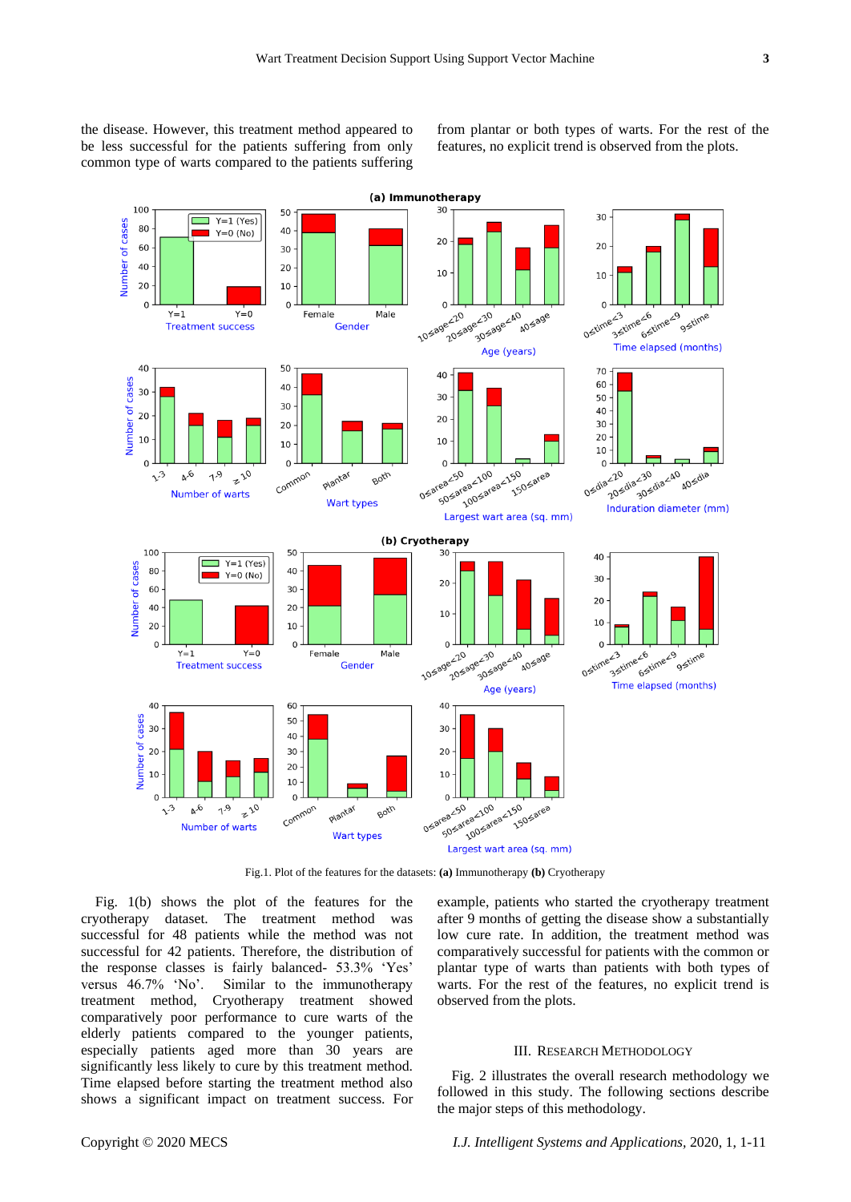the disease. However, this treatment method appeared to be less successful for the patients suffering from only common type of warts compared to the patients suffering from plantar or both types of warts. For the rest of the features, no explicit trend is observed from the plots.

Fig.1. Plot of the features for the datasets: **(a)** Immunotherapy **(b)** Cryotherapy

Fig. 1(b) shows the plot of the features for the cryotherapy dataset. The treatment method was successful for 48 patients while the method was not successful for 42 patients. Therefore, the distribution of the response classes is fairly balanced- 53.3% 'Yes' versus 46.7% 'No'. Similar to the immunotherapy treatment method, Cryotherapy treatment showed comparatively poor performance to cure warts of the elderly patients compared to the younger patients, especially patients aged more than 30 years are significantly less likely to cure by this treatment method. Time elapsed before starting the treatment method also shows a significant impact on treatment success. For example, patients who started the cryotherapy treatment after 9 months of getting the disease show a substantially low cure rate. In addition, the treatment method was comparatively successful for patients with the common or plantar type of warts than patients with both types of warts. For the rest of the features, no explicit trend is observed from the plots.

## III. Research Methodology

Fig. 2 illustrates the overall research methodology we followed in this study. The following sections describe the major steps of this methodology.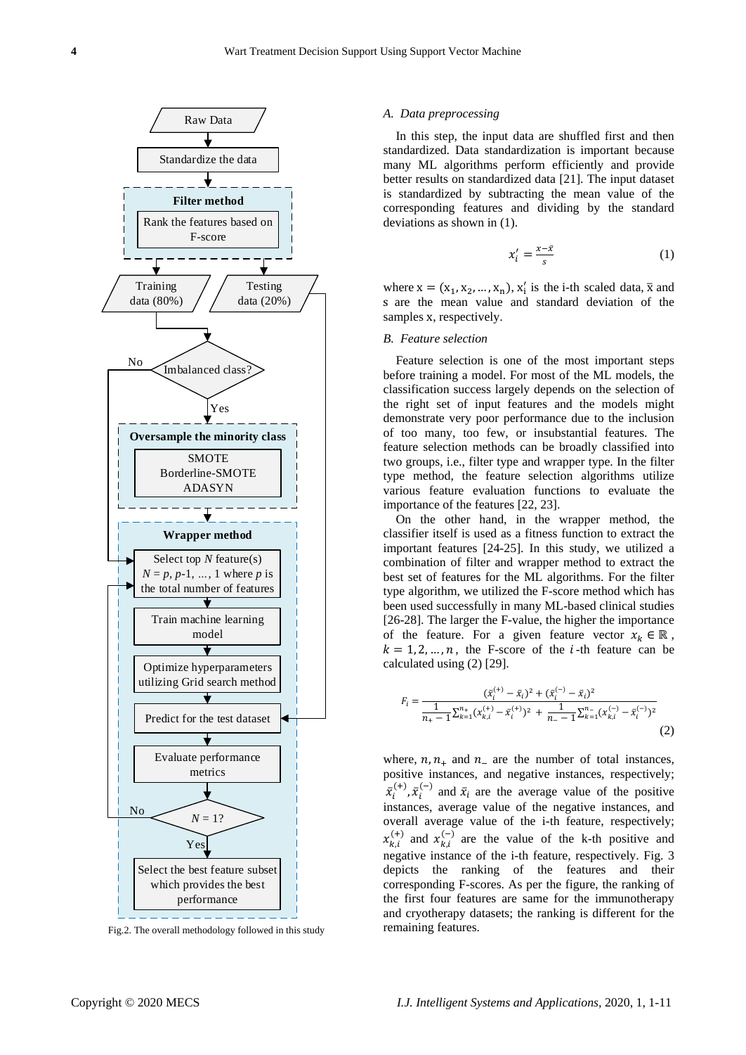Fig.2. The overall methodology followed in this study

### A. Data preprocessing

In this step, the input data are shuffled first and then standardized. Data standardization is important because many ML algorithms perform efficiently and provide better results on standardized data [21]. The input dataset is standardized by subtracting the mean value of the corresponding features and dividing by the standard deviations as shown in (1).

$$x_i' = \frac{x - \bar{x}}{s} \tag{1}$$

where $x = (x_1, x_2, \ldots, x_n)$, $x_i'$ is the i-th scaled data, $\bar{x}$ and $s$ are the mean value and standard deviation of the samples x, respectively.

### B. Feature selection

Feature selection is one of the most important steps before training a model. For most of the ML models, the classification success largely depends on the selection of the right set of input features and the models might demonstrate very poor performance due to the inclusion of too many, too few, or insubstantial features. The feature selection methods can be broadly classified into two groups, i.e., filter type and wrapper type. In the filter type method, the feature selection algorithms utilize various feature evaluation functions to evaluate the importance of the features [22, 23].

On the other hand, in the wrapper method, the classifier itself is used as a fitness function to extract the important features [24-25]. In this study, we utilized a combination of filter and wrapper method to extract the best set of features for the ML algorithms. For the filter type algorithm, we utilized the F-score method which has been used successfully in many ML-based clinical studies [26-28]. The larger the F-value, the higher the importance of the feature. For a given feature vector $x_k \in \mathbb{R}$, $k = 1, 2, \ldots, n$, the F-score of the $i$-th feature can be calculated using (2) [29].

$$F_i = \frac{(\bar{x}_i^{(+)} - \bar{x}_i)^2 + (\bar{x}_i^{(-)} - \bar{x}_i)^2}{\frac{1}{n_+ - 1}\sum_{k=1}^{n_+}(x_{k,i}^{(+)} - \bar{x}_i^{(+)})^2 + \frac{1}{n_- - 1}\sum_{k=1}^{n_-}(x_{k,i}^{(-)} - \bar{x}_i^{(-)})^2} \tag{2}$$

where, $n, n_+$ and $n_-$ are the number of total instances, positive instances, and negative instances, respectively; $\bar{x}_i^{(+)}, \bar{x}_i^{(-)}$ and $\bar{x}_i$ are the average value of the positive instances, average value of the negative instances, and overall average value of the i-th feature, respectively; $x_{k,i}^{(+)}$ and $x_{k,i}^{(-)}$ are the value of the k-th positive and negative instance of the i-th feature, respectively. Fig. 3 depicts the ranking of the features and their corresponding F-scores. As per the figure, the ranking of the first four features are same for the immunotherapy and cryotherapy datasets; the ranking is different for the remaining features.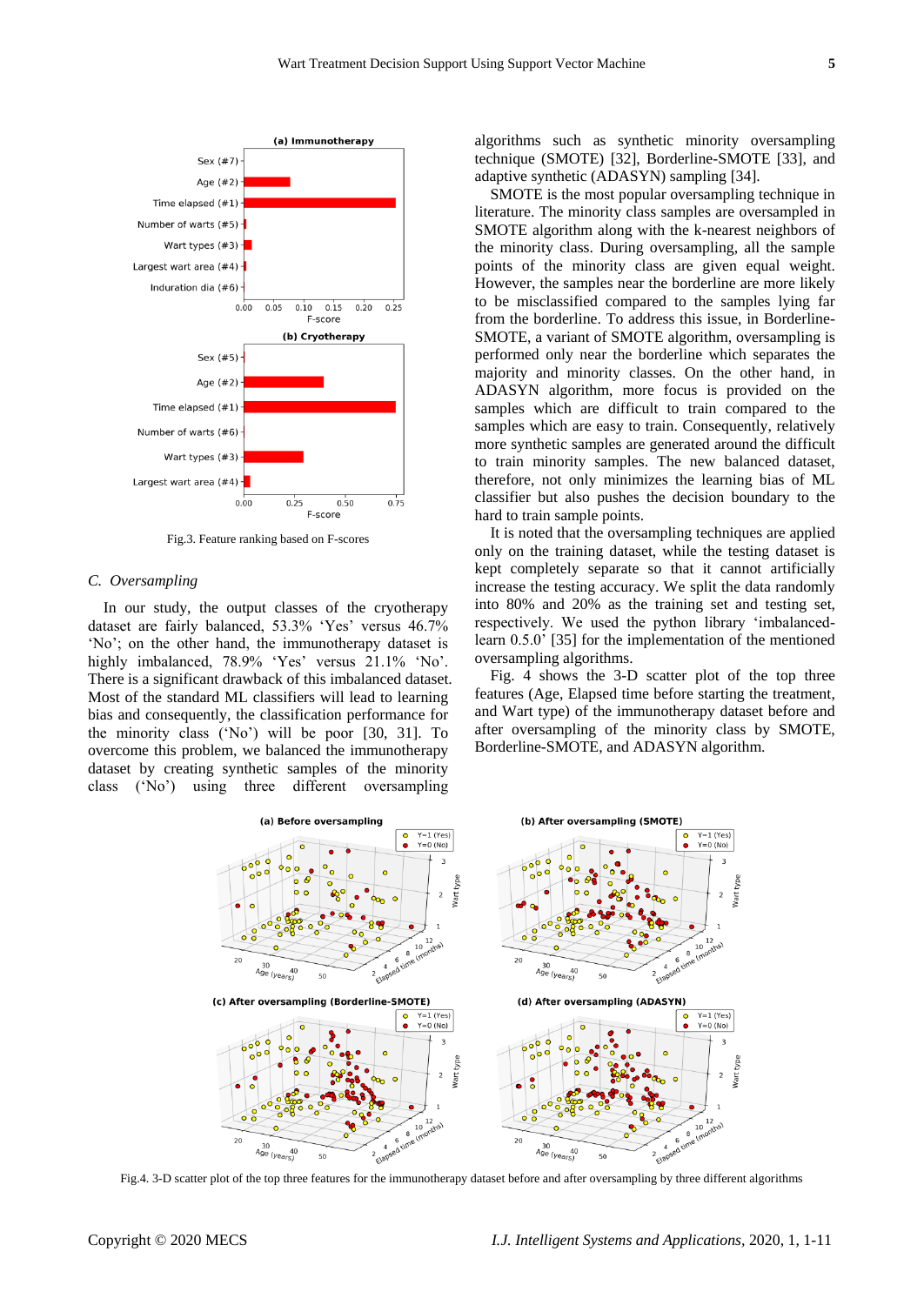Fig.3. Feature ranking based on F-scores

### C. Oversampling

In our study, the output classes of the cryotherapy dataset are fairly balanced, 53.3% 'Yes' versus 46.7% 'No'; on the other hand, the immunotherapy dataset is highly imbalanced, 78.9% 'Yes' versus 21.1% 'No'. There is a significant drawback of this imbalanced dataset. Most of the standard ML classifiers will lead to learning bias and consequently, the classification performance for the minority class ('No') will be poor [30, 31]. To overcome this problem, we balanced the immunotherapy dataset by creating synthetic samples of the minority class ('No') using three different oversampling algorithms such as synthetic minority oversampling technique (SMOTE) [32], Borderline-SMOTE [33], and adaptive synthetic (ADASYN) sampling [34].

SMOTE is the most popular oversampling technique in literature. The minority class samples are oversampled in SMOTE algorithm along with the k-nearest neighbors of the minority class. During oversampling, all the sample points of the minority class are given equal weight. However, the samples near the borderline are more likely to be misclassified compared to the samples lying far from the borderline. To address this issue, in Borderline-SMOTE, a variant of SMOTE algorithm, oversampling is performed only near the borderline which separates the majority and minority classes. On the other hand, in ADASYN algorithm, more focus is provided on the samples which are difficult to train compared to the samples which are easy to train. Consequently, relatively more synthetic samples are generated around the difficult to train minority samples. The new balanced dataset, therefore, not only minimizes the learning bias of ML classifier but also pushes the decision boundary to the hard to train sample points.

It is noted that the oversampling techniques are applied only on the training dataset, while the testing dataset is kept completely separate so that it cannot artificially increase the testing accuracy. We split the data randomly into 80% and 20% as the training set and testing set, respectively. We used the python library 'imbalanced-learn 0.5.0' [35] for the implementation of the mentioned oversampling algorithms.

Fig. 4 shows the 3-D scatter plot of the top three features (Age, Elapsed time before starting the treatment, and Wart type) of the immunotherapy dataset before and after oversampling of the minority class by SMOTE, Borderline-SMOTE, and ADASYN algorithm.

Fig.4. 3-D scatter plot of the top three features for the immunotherapy dataset before and after oversampling by three different algorithms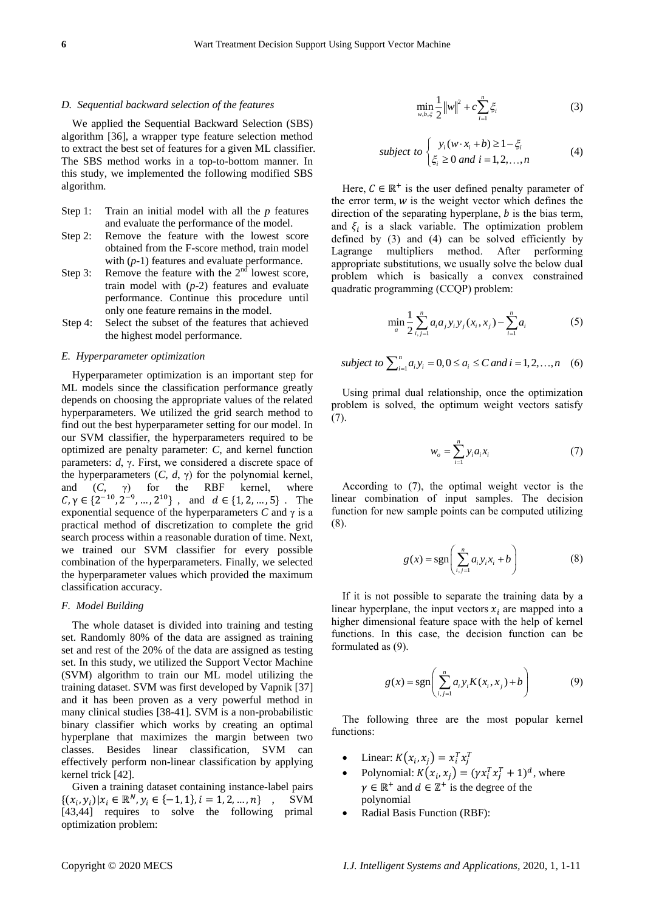### D. Sequential backward selection of the features

We applied the Sequential Backward Selection (SBS) algorithm [36], a wrapper type feature selection method to extract the best set of features for a given ML classifier. The SBS method works in a top-to-bottom manner. In this study, we implemented the following modified SBS algorithm.

- Step 1: Train an initial model with all the *p* features and evaluate the performance of the model.
- Step 2: Remove the feature with the lowest score obtained from the F-score method, train model with (*p*-1) features and evaluate performance.
- Step 3: Remove the feature with the 2nd lowest score, train model with (*p*-2) features and evaluate performance. Continue this procedure until only one feature remains in the model.
- Step 4: Select the subset of the features that achieved the highest model performance.

### E. Hyperparameter optimization

Hyperparameter optimization is an important step for ML models since the classification performance greatly depends on choosing the appropriate values of the related hyperparameters. We utilized the grid search method to find out the best hyperparameter setting for our model. In our SVM classifier, the hyperparameters required to be optimized are penalty parameter: *C*, and kernel function parameters: *d*, γ. First, we considered a discrete space of the hyperparameters (*C*, *d*, γ) for the polynomial kernel, and (*C*, γ) for the RBF kernel, where $C, \gamma \in \{2^{-10}, 2^{-9}, \ldots, 2^{10}\}$, and $d \in \{1, 2, \ldots, 5\}$. The exponential sequence of the hyperparameters *C* and γ is a practical method of discretization to complete the grid search process within a reasonable duration of time. Next, we trained our SVM classifier for every possible combination of the hyperparameters. Finally, we selected the hyperparameter values which provided the maximum classification accuracy.

### F. Model Building

The whole dataset is divided into training and testing set. Randomly 80% of the data are assigned as training set and rest of the 20% of the data are assigned as testing set. In this study, we utilized the Support Vector Machine (SVM) algorithm to train our ML model utilizing the training dataset. SVM was first developed by Vapnik [37] and it has been proven as a very powerful method in many clinical studies [38-41]. SVM is a non-probabilistic binary classifier which works by creating an optimal hyperplane that maximizes the margin between two classes. Besides linear classification, SVM can effectively perform non-linear classification by applying kernel trick [42].

Given a training dataset containing instance-label pairs $\{(x_i, y_i) | x_i \in \mathbb{R}^N, y_i \in \{-1, 1\}, i = 1, 2, \ldots, n\}$, SVM [43,44] requires to solve the following primal optimization problem:

$$\min_{w,b,\xi} \frac{1}{2}\|w\|^2 + c\sum_{i=1}^{n}\xi_i \tag{3}$$

$$\text{subject to} \begin{cases} y_i(w \cdot x_i + b) \geq 1 - \xi_i \\ \xi_i \geq 0 \text{ and } i = 1, 2, \ldots, n \end{cases} \tag{4}$$

Here, $C \in \mathbb{R}^+$ is the user defined penalty parameter of the error term, $w$ is the weight vector which defines the direction of the separating hyperplane, *b* is the bias term, and $\xi_i$ is a slack variable. The optimization problem defined by (3) and (4) can be solved efficiently by Lagrange multipliers method. After performing appropriate substitutions, we usually solve the below dual problem which is basically a convex constrained quadratic programming (CCQP) problem:

$$\min_{a} \frac{1}{2}\sum_{i,j=1}^{n} a_i a_j y_i y_j (x_i, x_j) - \sum_{i=1}^{n} a_i \tag{5}$$

$$\text{subject to} \sum_{i=1}^{n} a_i y_i = 0, 0 \leq a_i \leq C \text{ and } i = 1, 2, \ldots, n \tag{6}$$

Using primal dual relationship, once the optimization problem is solved, the optimum weight vectors satisfy (7).

$$w_o = \sum_{i=1}^{n} y_i a_i x_i \tag{7}$$

According to (7), the optimal weight vector is the linear combination of input samples. The decision function for new sample points can be computed utilizing (8).

$$g(x) = \text{sgn}\left(\sum_{i,j=1}^{n} a_i y_i x_i + b\right) \tag{8}$$

If it is not possible to separate the training data by a linear hyperplane, the input vectors $x_i$ are mapped into a higher dimensional feature space with the help of kernel functions. In this case, the decision function can be formulated as (9).

$$g(x) = \text{sgn}\left(\sum_{i,j=1}^{n} a_i y_i K(x_i, x_j) + b\right) \tag{9}$$

The following three are the most popular kernel functions:

- Linear: $K(x_i, x_j) = x_i^T x_j^T$
- Polynomial: $K(x_i, x_j) = (\gamma x_i^T x_j^T + 1)^d$, where $\gamma \in \mathbb{R}^+$ and $d \in \mathbb{Z}^+$ is the degree of the polynomial
- Radial Basis Function (RBF):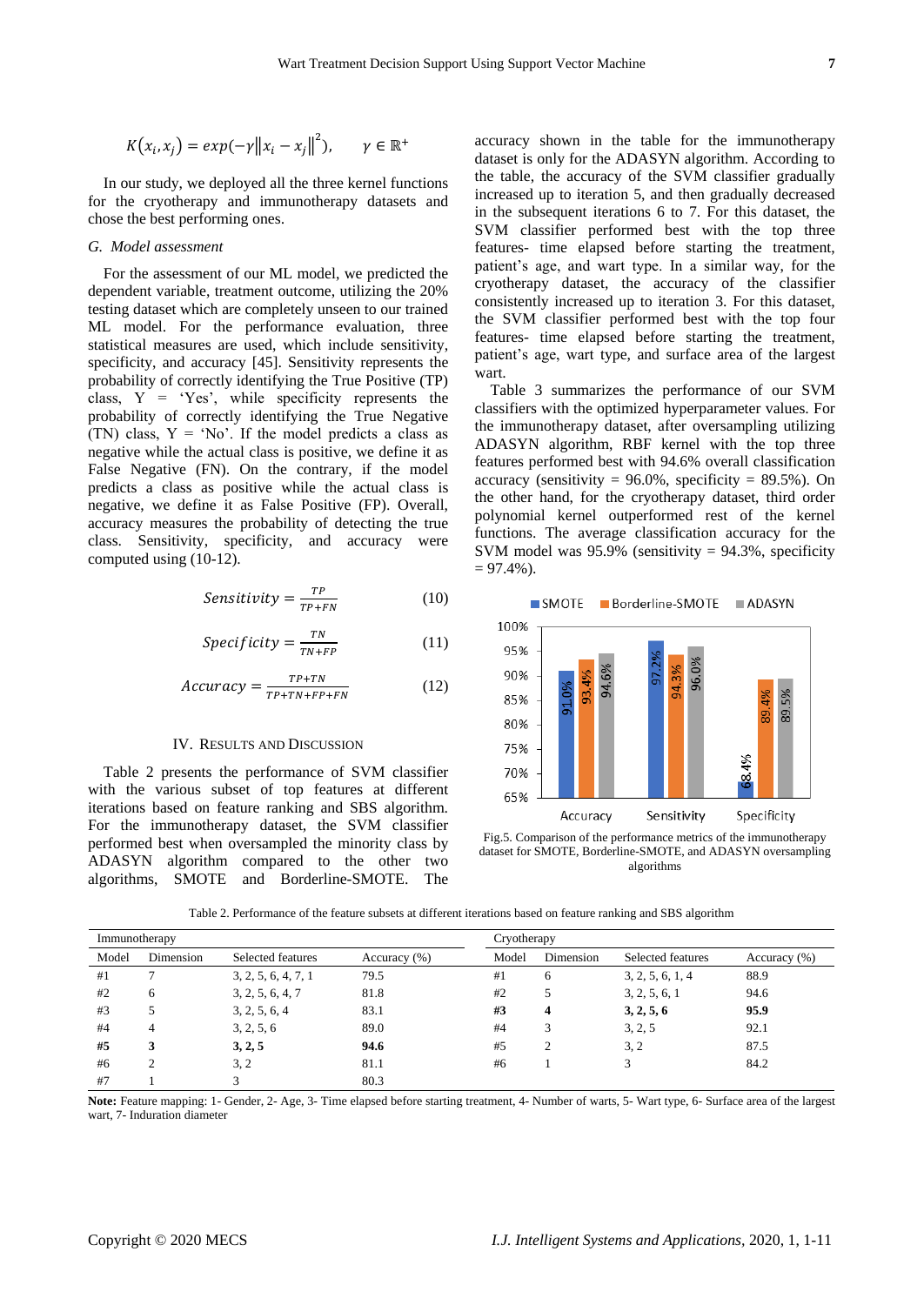$$K(x_i, x_j) = exp(-\gamma \|x_i - x_j\|^2), \qquad \gamma \in \mathbb{R}^+$$

In our study, we deployed all the three kernel functions for the cryotherapy and immunotherapy datasets and chose the best performing ones.

### G. Model assessment

For the assessment of our ML model, we predicted the dependent variable, treatment outcome, utilizing the 20% testing dataset which are completely unseen to our trained ML model. For the performance evaluation, three statistical measures are used, which include sensitivity, specificity, and accuracy [45]. Sensitivity represents the probability of correctly identifying the True Positive (TP) class, Y = 'Yes', while specificity represents the probability of correctly identifying the True Negative (TN) class, Y = 'No'. If the model predicts a class as negative while the actual class is positive, we define it as False Negative (FN). On the contrary, if the model predicts a class as positive while the actual class is negative, we define it as False Positive (FP). Overall, accuracy measures the probability of detecting the true class. Sensitivity, specificity, and accuracy were computed using (10-12).

$$Sensitivity = \frac{TP}{TP+FN} \qquad (10)$$

$$Specificity = \frac{TN}{TN+FP} \qquad (11)$$

$$Accuracy = \frac{TP+TN}{TP+TN+FP+FN} \qquad (12)$$

## IV. Results and Discussion

Table 2 presents the performance of SVM classifier with the various subset of top features at different iterations based on feature ranking and SBS algorithm. For the immunotherapy dataset, the SVM classifier performed best when oversampled the minority class by ADASYN algorithm compared to the other two algorithms, SMOTE and Borderline-SMOTE. The accuracy shown in the table for the immunotherapy dataset is only for the ADASYN algorithm. According to the table, the accuracy of the SVM classifier gradually increased up to iteration 5, and then gradually decreased in the subsequent iterations 6 to 7. For this dataset, the SVM classifier performed best with the top three features- time elapsed before starting the treatment, patient's age, and wart type. In a similar way, for the cryotherapy dataset, the accuracy of the classifier consistently increased up to iteration 3. For this dataset, the SVM classifier performed best with the top four features- time elapsed before starting the treatment, patient's age, wart type, and surface area of the largest wart.

Table 3 summarizes the performance of our SVM classifiers with the optimized hyperparameter values. For the immunotherapy dataset, after oversampling utilizing ADASYN algorithm, RBF kernel with the top three features performed best with 94.6% overall classification accuracy (sensitivity = 96.0%, specificity = 89.5%). On the other hand, for the cryotherapy dataset, third order polynomial kernel outperformed rest of the kernel functions. The average classification accuracy for the SVM model was 95.9% (sensitivity = 94.3%, specificity = 97.4%).

| | SMOTE | Borderline-SMOTE | ADASYN |
|---|---|---|---|
| Accuracy | 91.0% | 93.4% | 94.6% |
| Sensitivity | 97.2% | 94.3% | 96.0% |
| Specificity | 68.4% | 89.4% | 89.5% |

Fig.5. Comparison of the performance metrics of the immunotherapy dataset for SMOTE, Borderline-SMOTE, and ADASYN oversampling algorithms

Table 2. Performance of the feature subsets at different iterations based on feature ranking and SBS algorithm

| Immunotherapy | | | | Cryotherapy | | | |
|---|---|---|---|---|---|---|---|
| Model | Dimension | Selected features | Accuracy (%) | Model | Dimension | Selected features | Accuracy (%) |
| #1 | 7 | 3, 2, 5, 6, 4, 7, 1 | 79.5 | #1 | 6 | 3, 2, 5, 6, 1, 4 | 88.9 |
| #2 | 6 | 3, 2, 5, 6, 4, 7 | 81.8 | #2 | 5 | 3, 2, 5, 6, 1 | 94.6 |
| #3 | 5 | 3, 2, 5, 6, 4 | 83.1 | **#3** | **4** | **3, 2, 5, 6** | **95.9** |
| #4 | 4 | 3, 2, 5, 6 | 89.0 | #4 | 3 | 3, 2, 5 | 92.1 |
| **#5** | **3** | **3, 2, 5** | **94.6** | #5 | 2 | 3, 2 | 87.5 |
| #6 | 2 | 3, 2 | 81.1 | #6 | 1 | 3 | 84.2 |
| #7 | 1 | 3 | 80.3 | | | | |

**Note:** Feature mapping: 1- Gender, 2- Age, 3- Time elapsed before starting treatment, 4- Number of warts, 5- Wart type, 6- Surface area of the largest wart, 7- Induration diameter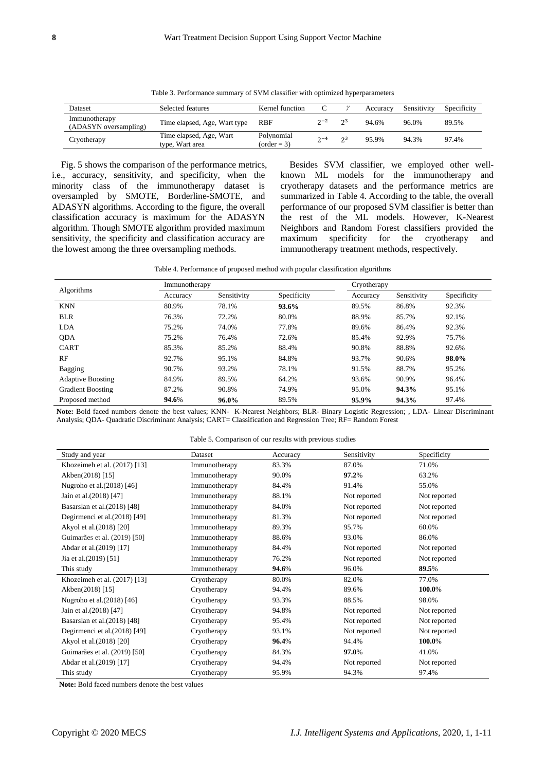Table 3. Performance summary of SVM classifier with optimized hyperparameters

| Dataset | Selected features | Kernel function | C | $\gamma$ | Accuracy | Sensitivity | Specificity |
|---|---|---|---|---|---|---|---|
| Immunotherapy (ADASYN oversampling) | Time elapsed, Age, Wart type | RBF | $2^{-2}$ | $2^{3}$ | 94.6% | 96.0% | 89.5% |
| Cryotherapy | Time elapsed, Age, Wart type, Wart area | Polynomial (order = 3) | $2^{-4}$ | $2^{3}$ | 95.9% | 94.3% | 97.4% |

Fig. 5 shows the comparison of the performance metrics, i.e., accuracy, sensitivity, and specificity, when the minority class of the immunotherapy dataset is oversampled by SMOTE, Borderline-SMOTE, and ADASYN algorithms. According to the figure, the overall classification accuracy is maximum for the ADASYN algorithm. Though SMOTE algorithm provided maximum sensitivity, the specificity and classification accuracy are the lowest among the three oversampling methods.

Besides SVM classifier, we employed other well-known ML models for the immunotherapy and cryotherapy datasets and the performance metrics are summarized in Table 4. According to the table, the overall performance of our proposed SVM classifier is better than the rest of the ML models. However, K-Nearest Neighbors and Random Forest classifiers provided the maximum specificity for the cryotherapy and immunotherapy treatment methods, respectively.

Table 4. Performance of proposed method with popular classification algorithms

| Algorithms | Immunotherapy | | | Cryotherapy | | |
|---|---|---|---|---|---|---|
| | Accuracy | Sensitivity | Specificity | Accuracy | Sensitivity | Specificity |
| KNN | 80.9% | 78.1% | **93.6%** | 89.5% | 86.8% | 92.3% |
| BLR | 76.3% | 72.2% | 80.0% | 88.9% | 85.7% | 92.1% |
| LDA | 75.2% | 74.0% | 77.8% | 89.6% | 86.4% | 92.3% |
| QDA | 75.2% | 76.4% | 72.6% | 85.4% | 92.9% | 75.7% |
| CART | 85.3% | 85.2% | 88.4% | 90.8% | 88.8% | 92.6% |
| RF | 92.7% | 95.1% | 84.8% | 93.7% | 90.6% | **98.0%** |
| Bagging | 90.7% | 93.2% | 78.1% | 91.5% | 88.7% | 95.2% |
| Adaptive Boosting | 84.9% | 89.5% | 64.2% | 93.6% | 90.9% | 96.4% |
| Gradient Boosting | 87.2% | 90.8% | 74.9% | 95.0% | **94.3%** | 95.1% |
| Proposed method | **94.6**% | **96.0%** | 89.5% | **95.9%** | **94.3%** | 97.4% |

**Note:** Bold faced numbers denote the best values; KNN- K-Nearest Neighbors; BLR- Binary Logistic Regression; , LDA- Linear Discriminant Analysis; QDA- Quadratic Discriminant Analysis; CART= Classification and Regression Tree; RF= Random Forest

Table 5. Comparison of our results with previous studies

| Study and year | Dataset | Accuracy | Sensitivity | Specificity |
|---|---|---|---|---|
| Khozeimeh et al. (2017) [13] | Immunotherapy | 83.3% | 87.0% | 71.0% |
| Akben(2018) [15] | Immunotherapy | 90.0% | **97.2**% | 63.2% |
| Nugroho et al.(2018) [46] | Immunotherapy | 84.4% | 91.4% | 55.0% |
| Jain et al.(2018) [47] | Immunotherapy | 88.1% | Not reported | Not reported |
| Basarslan et al.(2018) [48] | Immunotherapy | 84.0% | Not reported | Not reported |
| Degirmenci et al.(2018) [49] | Immunotherapy | 81.3% | Not reported | Not reported |
| Akyol et al.(2018) [20] | Immunotherapy | 89.3% | 95.7% | 60.0% |
| Guimarães et al. (2019) [50] | Immunotherapy | 88.6% | 93.0% | 86.0% |
| Abdar et al.(2019) [17] | Immunotherapy | 84.4% | Not reported | Not reported |
| Jia et al.(2019) [51] | Immunotherapy | 76.2% | Not reported | Not reported |
| This study | Immunotherapy | **94.6**% | 96.0% | **89.5**% |
| Khozeimeh et al. (2017) [13] | Cryotherapy | 80.0% | 82.0% | 77.0% |
| Akben(2018) [15] | Cryotherapy | 94.4% | 89.6% | **100.0**% |
| Nugroho et al.(2018) [46] | Cryotherapy | 93.3% | 88.5% | 98.0% |
| Jain et al.(2018) [47] | Cryotherapy | 94.8% | Not reported | Not reported |
| Basarslan et al.(2018) [48] | Cryotherapy | 95.4% | Not reported | Not reported |
| Degirmenci et al.(2018) [49] | Cryotherapy | 93.1% | Not reported | Not reported |
| Akyol et al.(2018) [20] | Cryotherapy | **96.4**% | 94.4% | **100.0**% |
| Guimarães et al. (2019) [50] | Cryotherapy | 84.3% | **97.0**% | 41.0% |
| Abdar et al.(2019) [17] | Cryotherapy | 94.4% | Not reported | Not reported |
| This study | Cryotherapy | 95.9% | 94.3% | 97.4% |

**Note:** Bold faced numbers denote the best values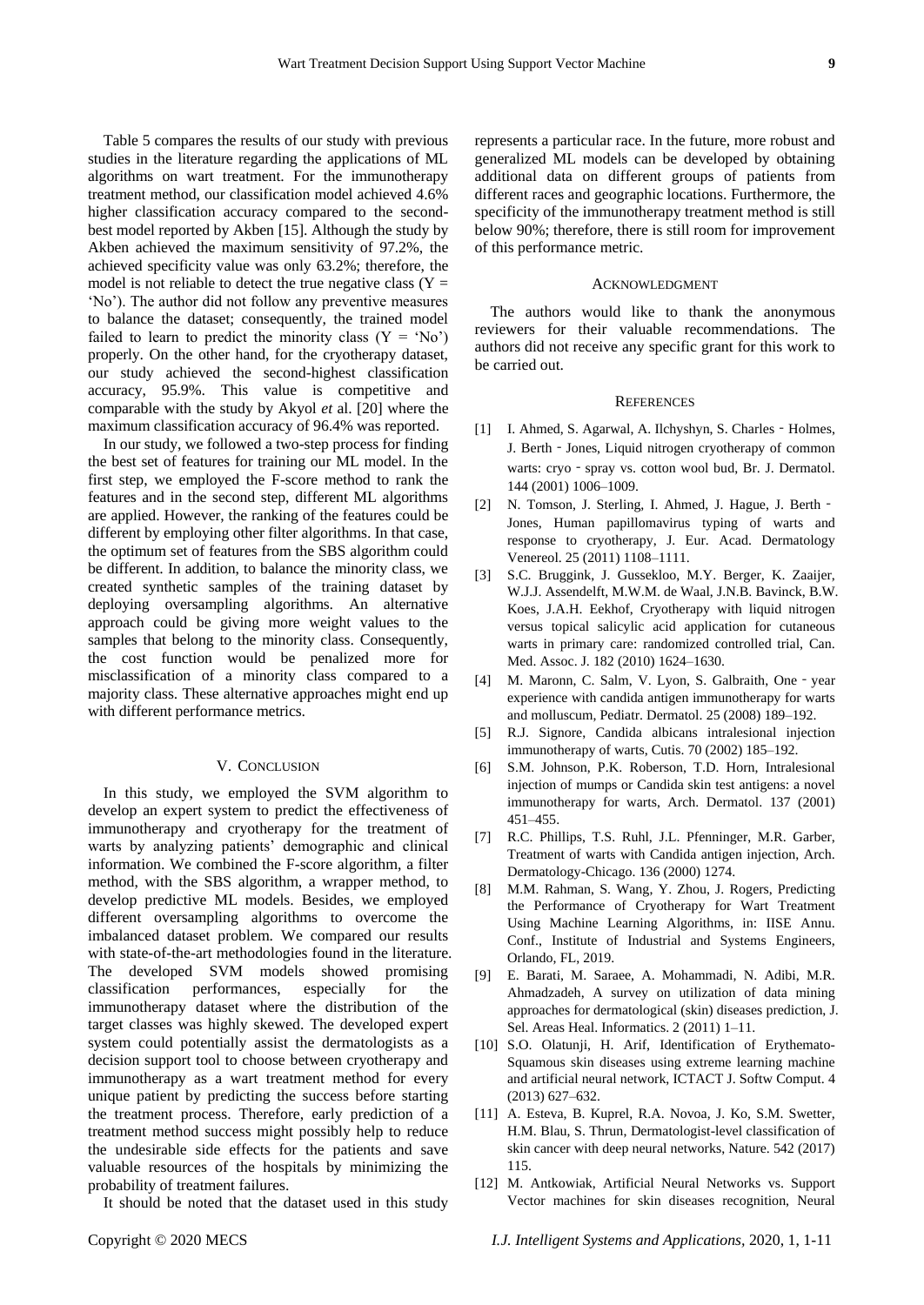Table 5 compares the results of our study with previous studies in the literature regarding the applications of ML algorithms on wart treatment. For the immunotherapy treatment method, our classification model achieved 4.6% higher classification accuracy compared to the second-best model reported by Akben [15]. Although the study by Akben achieved the maximum sensitivity of 97.2%, the achieved specificity value was only 63.2%; therefore, the model is not reliable to detect the true negative class (Y = 'No'). The author did not follow any preventive measures to balance the dataset; consequently, the trained model failed to learn to predict the minority class (Y = 'No') properly. On the other hand, for the cryotherapy dataset, our study achieved the second-highest classification accuracy, 95.9%. This value is competitive and comparable with the study by Akyol *et* al. [20] where the maximum classification accuracy of 96.4% was reported.

In our study, we followed a two-step process for finding the best set of features for training our ML model. In the first step, we employed the F-score method to rank the features and in the second step, different ML algorithms are applied. However, the ranking of the features could be different by employing other filter algorithms. In that case, the optimum set of features from the SBS algorithm could be different. In addition, to balance the minority class, we created synthetic samples of the training dataset by deploying oversampling algorithms. An alternative approach could be giving more weight values to the samples that belong to the minority class. Consequently, the cost function would be penalized more for misclassification of a minority class compared to a majority class. These alternative approaches might end up with different performance metrics.

## V. Conclusion

In this study, we employed the SVM algorithm to develop an expert system to predict the effectiveness of immunotherapy and cryotherapy for the treatment of warts by analyzing patients' demographic and clinical information. We combined the F-score algorithm, a filter method, with the SBS algorithm, a wrapper method, to develop predictive ML models. Besides, we employed different oversampling algorithms to overcome the imbalanced dataset problem. We compared our results with state-of-the-art methodologies found in the literature. The developed SVM models showed promising classification performances, especially for the immunotherapy dataset where the distribution of the target classes was highly skewed. The developed expert system could potentially assist the dermatologists as a decision support tool to choose between cryotherapy and immunotherapy as a wart treatment method for every unique patient by predicting the success before starting the treatment process. Therefore, early prediction of a treatment method success might possibly help to reduce the undesirable side effects for the patients and save valuable resources of the hospitals by minimizing the probability of treatment failures.

It should be noted that the dataset used in this study represents a particular race. In the future, more robust and generalized ML models can be developed by obtaining additional data on different groups of patients from different races and geographic locations. Furthermore, the specificity of the immunotherapy treatment method is still below 90%; therefore, there is still room for improvement of this performance metric.

## Acknowledgment

The authors would like to thank the anonymous reviewers for their valuable recommendations. The authors did not receive any specific grant for this work to be carried out.

## References

[1] I. Ahmed, S. Agarwal, A. Ilchyshyn, S. Charles‐Holmes, J. Berth‐Jones, Liquid nitrogen cryotherapy of common warts: cryo‐spray vs. cotton wool bud, Br. J. Dermatol. 144 (2001) 1006–1009.

[2] N. Tomson, J. Sterling, I. Ahmed, J. Hague, J. Berth‐Jones, Human papillomavirus typing of warts and response to cryotherapy, J. Eur. Acad. Dermatology Venereol. 25 (2011) 1108–1111.

[3] S.C. Bruggink, J. Gussekloo, M.Y. Berger, K. Zaaijer, W.J.J. Assendelft, M.W.M. de Waal, J.N.B. Bavinck, B.W. Koes, J.A.H. Eekhof, Cryotherapy with liquid nitrogen versus topical salicylic acid application for cutaneous warts in primary care: randomized controlled trial, Can. Med. Assoc. J. 182 (2010) 1624–1630.

[4] M. Maronn, C. Salm, V. Lyon, S. Galbraith, One‐year experience with candida antigen immunotherapy for warts and molluscum, Pediatr. Dermatol. 25 (2008) 189–192.

[5] R.J. Signore, Candida albicans intralesional injection immunotherapy of warts, Cutis. 70 (2002) 185–192.

[6] S.M. Johnson, P.K. Roberson, T.D. Horn, Intralesional injection of mumps or Candida skin test antigens: a novel immunotherapy for warts, Arch. Dermatol. 137 (2001) 451–455.

[7] R.C. Phillips, T.S. Ruhl, J.L. Pfenninger, M.R. Garber, Treatment of warts with Candida antigen injection, Arch. Dermatology-Chicago. 136 (2000) 1274.

[8] M.M. Rahman, S. Wang, Y. Zhou, J. Rogers, Predicting the Performance of Cryotherapy for Wart Treatment Using Machine Learning Algorithms, in: IISE Annu. Conf., Institute of Industrial and Systems Engineers, Orlando, FL, 2019.

[9] E. Barati, M. Saraee, A. Mohammadi, N. Adibi, M.R. Ahmadzadeh, A survey on utilization of data mining approaches for dermatological (skin) diseases prediction, J. Sel. Areas Heal. Informatics. 2 (2011) 1–11.

[10] S.O. Olatunji, H. Arif, Identification of Erythemato-Squamous skin diseases using extreme learning machine and artificial neural network, ICTACT J. Softw Comput. 4 (2013) 627–632.

[11] A. Esteva, B. Kuprel, R.A. Novoa, J. Ko, S.M. Swetter, H.M. Blau, S. Thrun, Dermatologist-level classification of skin cancer with deep neural networks, Nature. 542 (2017) 115.

[12] M. Antkowiak, Artificial Neural Networks vs. Support Vector machines for skin diseases recognition, Neural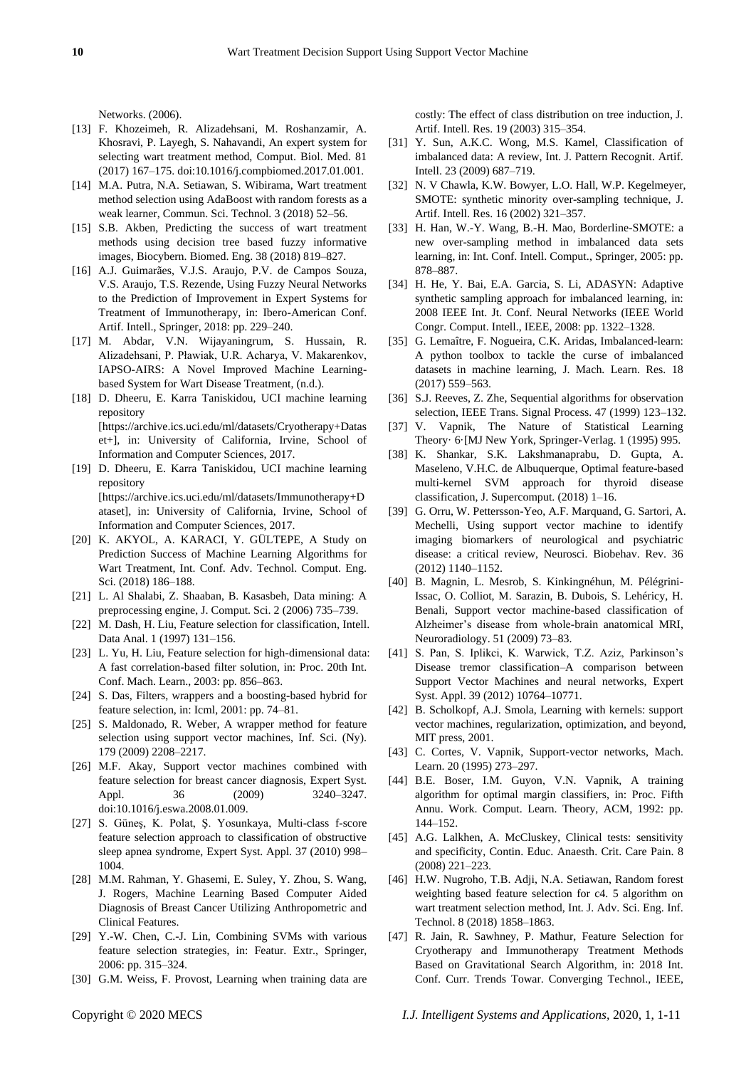Networks. (2006).

[13] F. Khozeimeh, R. Alizadehsani, M. Roshanzamir, A. Khosravi, P. Layegh, S. Nahavandi, An expert system for selecting wart treatment method, Comput. Biol. Med. 81 (2017) 167–175. doi:10.1016/j.compbiomed.2017.01.001.

[14] M.A. Putra, N.A. Setiawan, S. Wibirama, Wart treatment method selection using AdaBoost with random forests as a weak learner, Commun. Sci. Technol. 3 (2018) 52–56.

[15] S.B. Akben, Predicting the success of wart treatment methods using decision tree based fuzzy informative images, Biocybern. Biomed. Eng. 38 (2018) 819–827.

[16] A.J. Guimarães, V.J.S. Araujo, P.V. de Campos Souza, V.S. Araujo, T.S. Rezende, Using Fuzzy Neural Networks to the Prediction of Improvement in Expert Systems for Treatment of Immunotherapy, in: Ibero-American Conf. Artif. Intell., Springer, 2018: pp. 229–240.

[17] M. Abdar, V.N. Wijayaningrum, S. Hussain, R. Alizadehsani, P. Pławiak, U.R. Acharya, V. Makarenkov, IAPSO-AIRS: A Novel Improved Machine Learning-based System for Wart Disease Treatment, (n.d.).

[18] D. Dheeru, E. Karra Taniskidou, UCI machine learning repository [https://archive.ics.uci.edu/ml/datasets/Cryotherapy+Dataset+], in: University of California, Irvine, School of Information and Computer Sciences, 2017.

[19] D. Dheeru, E. Karra Taniskidou, UCI machine learning repository [https://archive.ics.uci.edu/ml/datasets/Immunotherapy+Dataset], in: University of California, Irvine, School of Information and Computer Sciences, 2017.

[20] K. AKYOL, A. KARACI, Y. GÜLTEPE, A Study on Prediction Success of Machine Learning Algorithms for Wart Treatment, Int. Conf. Adv. Technol. Comput. Eng. Sci. (2018) 186–188.

[21] L. Al Shalabi, Z. Shaaban, B. Kasasbeh, Data mining: A preprocessing engine, J. Comput. Sci. 2 (2006) 735–739.

[22] M. Dash, H. Liu, Feature selection for classification, Intell. Data Anal. 1 (1997) 131–156.

[23] L. Yu, H. Liu, Feature selection for high-dimensional data: A fast correlation-based filter solution, in: Proc. 20th Int. Conf. Mach. Learn., 2003: pp. 856–863.

[24] S. Das, Filters, wrappers and a boosting-based hybrid for feature selection, in: Icml, 2001: pp. 74–81.

[25] S. Maldonado, R. Weber, A wrapper method for feature selection using support vector machines, Inf. Sci. (Ny). 179 (2009) 2208–2217.

[26] M.F. Akay, Support vector machines combined with feature selection for breast cancer diagnosis, Expert Syst. Appl. 36 (2009) 3240–3247. doi:10.1016/j.eswa.2008.01.009.

[27] S. Güneş, K. Polat, Ş. Yosunkaya, Multi-class f-score feature selection approach to classification of obstructive sleep apnea syndrome, Expert Syst. Appl. 37 (2010) 998–1004.

[28] M.M. Rahman, Y. Ghasemi, E. Suley, Y. Zhou, S. Wang, J. Rogers, Machine Learning Based Computer Aided Diagnosis of Breast Cancer Utilizing Anthropometric and Clinical Features.

[29] Y.-W. Chen, C.-J. Lin, Combining SVMs with various feature selection strategies, in: Featur. Extr., Springer, 2006: pp. 315–324.

[30] G.M. Weiss, F. Provost, Learning when training data are costly: The effect of class distribution on tree induction, J. Artif. Intell. Res. 19 (2003) 315–354.

[31] Y. Sun, A.K.C. Wong, M.S. Kamel, Classification of imbalanced data: A review, Int. J. Pattern Recognit. Artif. Intell. 23 (2009) 687–719.

[32] N. V Chawla, K.W. Bowyer, L.O. Hall, W.P. Kegelmeyer, SMOTE: synthetic minority over-sampling technique, J. Artif. Intell. Res. 16 (2002) 321–357.

[33] H. Han, W.-Y. Wang, B.-H. Mao, Borderline-SMOTE: a new over-sampling method in imbalanced data sets learning, in: Int. Conf. Intell. Comput., Springer, 2005: pp. 878–887.

[34] H. He, Y. Bai, E.A. Garcia, S. Li, ADASYN: Adaptive synthetic sampling approach for imbalanced learning, in: 2008 IEEE Int. Jt. Conf. Neural Networks (IEEE World Congr. Comput. Intell., IEEE, 2008: pp. 1322–1328.

[35] G. Lemaître, F. Nogueira, C.K. Aridas, Imbalanced-learn: A python toolbox to tackle the curse of imbalanced datasets in machine learning, J. Mach. Learn. Res. 18 (2017) 559–563.

[36] S.J. Reeves, Z. Zhe, Sequential algorithms for observation selection, IEEE Trans. Signal Process. 47 (1999) 123–132.

[37] V. Vapnik, The Nature of Statistical Learning Theory· 6·[MJ New York, Springer-Verlag. 1 (1995) 995.

[38] K. Shankar, S.K. Lakshmanaprabu, D. Gupta, A. Maseleno, V.H.C. de Albuquerque, Optimal feature-based multi-kernel SVM approach for thyroid disease classification, J. Supercomput. (2018) 1–16.

[39] G. Orru, W. Pettersson-Yeo, A.F. Marquand, G. Sartori, A. Mechelli, Using support vector machine to identify imaging biomarkers of neurological and psychiatric disease: a critical review, Neurosci. Biobehav. Rev. 36 (2012) 1140–1152.

[40] B. Magnin, L. Mesrob, S. Kinkingnéhun, M. Pélégrini-Issac, O. Colliot, M. Sarazin, B. Dubois, S. Lehéricy, H. Benali, Support vector machine-based classification of Alzheimer's disease from whole-brain anatomical MRI, Neuroradiology. 51 (2009) 73–83.

[41] S. Pan, S. Iplikci, K. Warwick, T.Z. Aziz, Parkinson's Disease tremor classification–A comparison between Support Vector Machines and neural networks, Expert Syst. Appl. 39 (2012) 10764–10771.

[42] B. Scholkopf, A.J. Smola, Learning with kernels: support vector machines, regularization, optimization, and beyond, MIT press, 2001.

[43] C. Cortes, V. Vapnik, Support-vector networks, Mach. Learn. 20 (1995) 273–297.

[44] B.E. Boser, I.M. Guyon, V.N. Vapnik, A training algorithm for optimal margin classifiers, in: Proc. Fifth Annu. Work. Comput. Learn. Theory, ACM, 1992: pp. 144–152.

[45] A.G. Lalkhen, A. McCluskey, Clinical tests: sensitivity and specificity, Contin. Educ. Anaesth. Crit. Care Pain. 8 (2008) 221–223.

[46] H.W. Nugroho, T.B. Adji, N.A. Setiawan, Random forest weighting based feature selection for c4. 5 algorithm on wart treatment selection method, Int. J. Adv. Sci. Eng. Inf. Technol. 8 (2018) 1858–1863.

[47] R. Jain, R. Sawhney, P. Mathur, Feature Selection for Cryotherapy and Immunotherapy Treatment Methods Based on Gravitational Search Algorithm, in: 2018 Int. Conf. Curr. Trends Towar. Converging Technol., IEEE,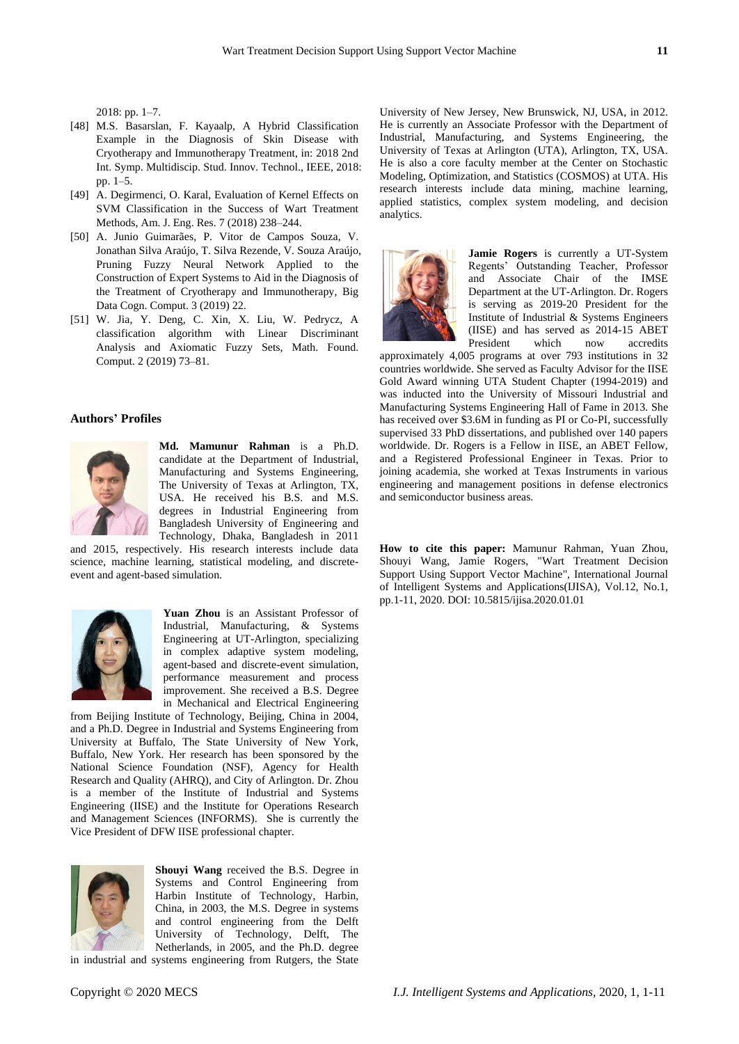2018: pp. 1–7.

[48] M.S. Basarslan, F. Kayaalp, A Hybrid Classification Example in the Diagnosis of Skin Disease with Cryotherapy and Immunotherapy Treatment, in: 2018 2nd Int. Symp. Multidiscip. Stud. Innov. Technol., IEEE, 2018: pp. 1–5.

[49] A. Degirmenci, O. Karal, Evaluation of Kernel Effects on SVM Classification in the Success of Wart Treatment Methods, Am. J. Eng. Res. 7 (2018) 238–244.

[50] A. Junio Guimarães, P. Vitor de Campos Souza, V. Jonathan Silva Araújo, T. Silva Rezende, V. Souza Araújo, Pruning Fuzzy Neural Network Applied to the Construction of Expert Systems to Aid in the Diagnosis of the Treatment of Cryotherapy and Immunotherapy, Big Data Cogn. Comput. 3 (2019) 22.

[51] W. Jia, Y. Deng, C. Xin, X. Liu, W. Pedrycz, A classification algorithm with Linear Discriminant Analysis and Axiomatic Fuzzy Sets, Math. Found. Comput. 2 (2019) 73–81.

## Authors' Profiles

**Md. Mamunur Rahman** is a Ph.D. candidate at the Department of Industrial, Manufacturing and Systems Engineering, The University of Texas at Arlington, TX, USA. He received his B.S. and M.S. degrees in Industrial Engineering from Bangladesh University of Engineering and Technology, Dhaka, Bangladesh in 2011 and 2015, respectively. His research interests include data science, machine learning, statistical modeling, and discrete-event and agent-based simulation.

**Yuan Zhou** is an Assistant Professor of Industrial, Manufacturing, & Systems Engineering at UT-Arlington, specializing in complex adaptive system modeling, agent-based and discrete-event simulation, performance measurement and process improvement. She received a B.S. Degree in Mechanical and Electrical Engineering from Beijing Institute of Technology, Beijing, China in 2004, and a Ph.D. Degree in Industrial and Systems Engineering from University at Buffalo, The State University of New York, Buffalo, New York. Her research has been sponsored by the National Science Foundation (NSF), Agency for Health Research and Quality (AHRQ), and City of Arlington. Dr. Zhou is a member of the Institute of Industrial and Systems Engineering (IISE) and the Institute for Operations Research and Management Sciences (INFORMS). She is currently the Vice President of DFW IISE professional chapter.

**Shouyi Wang** received the B.S. Degree in Systems and Control Engineering from Harbin Institute of Technology, Harbin, China, in 2003, the M.S. Degree in systems and control engineering from the Delft University of Technology, Delft, The Netherlands, in 2005, and the Ph.D. degree in industrial and systems engineering from Rutgers, the State University of New Jersey, New Brunswick, NJ, USA, in 2012. He is currently an Associate Professor with the Department of Industrial, Manufacturing, and Systems Engineering, the University of Texas at Arlington (UTA), Arlington, TX, USA. He is also a core faculty member at the Center on Stochastic Modeling, Optimization, and Statistics (COSMOS) at UTA. His research interests include data mining, machine learning, applied statistics, complex system modeling, and decision analytics.

**Jamie Rogers** is currently a UT-System Regents' Outstanding Teacher, Professor and Associate Chair of the IMSE Department at the UT-Arlington. Dr. Rogers is serving as 2019-20 President for the Institute of Industrial & Systems Engineers (IISE) and has served as 2014-15 ABET President which now accredits approximately 4,005 programs at over 793 institutions in 32 countries worldwide. She served as Faculty Advisor for the IISE Gold Award winning UTA Student Chapter (1994-2019) and was inducted into the University of Missouri Industrial and Manufacturing Systems Engineering Hall of Fame in 2013. She has received over $3.6M in funding as PI or Co-PI, successfully supervised 33 PhD dissertations, and published over 140 papers worldwide. Dr. Rogers is a Fellow in IISE, an ABET Fellow, and a Registered Professional Engineer in Texas. Prior to joining academia, she worked at Texas Instruments in various engineering and management positions in defense electronics and semiconductor business areas.

**How to cite this paper:** Mamunur Rahman, Yuan Zhou, Shouyi Wang, Jamie Rogers, "Wart Treatment Decision Support Using Support Vector Machine", International Journal of Intelligent Systems and Applications(IJISA), Vol.12, No.1, pp.1-11, 2020. DOI: 10.5815/ijisa.2020.01.01